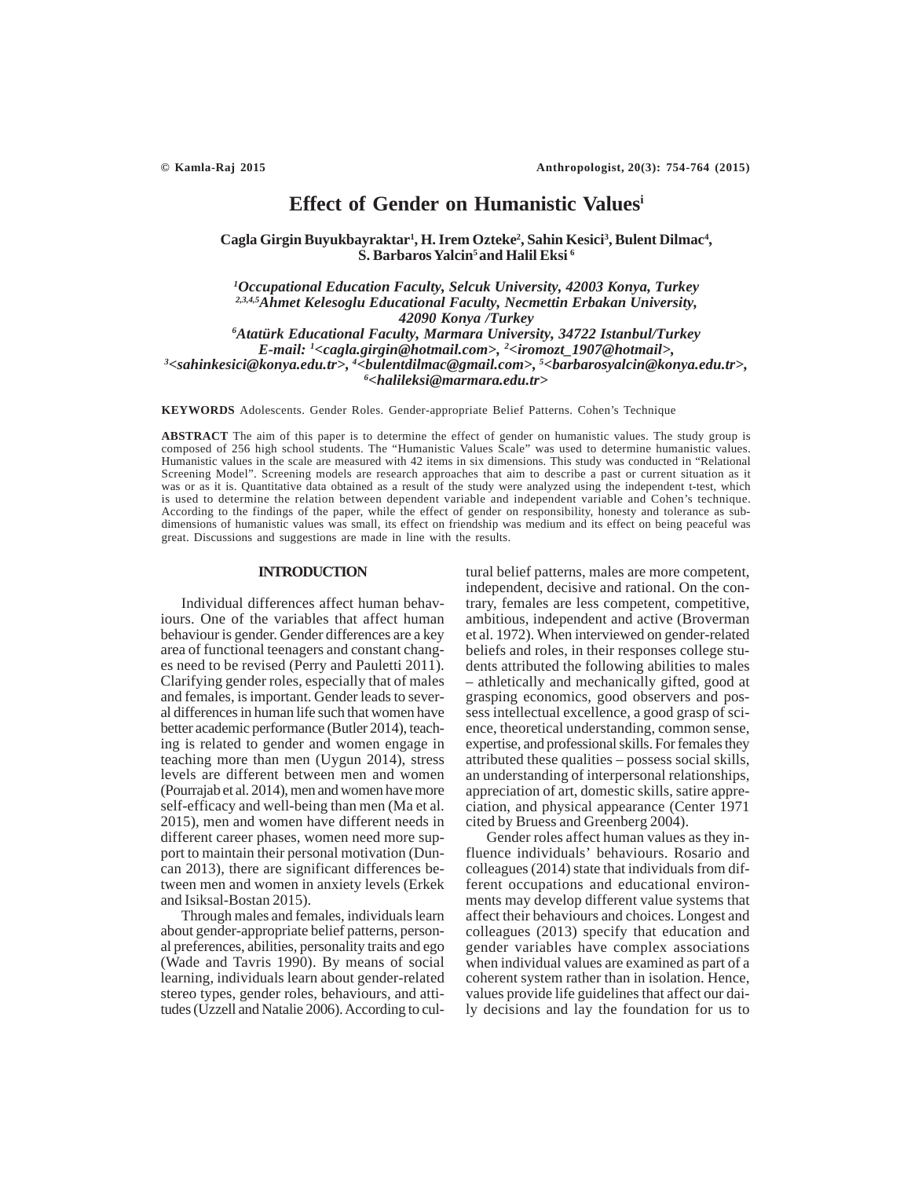# Effect of Gender on Humanistic Values[i]

**Cagla Girgin Buyukbayraktar[1], H. Irem Ozteke[2], Sahin Kesici[3], Bulent Dilmac[4], S. Barbaros Yalcin[5] and Halil Eksi[6]**

*[1]Occupational Education Faculty, Selcuk University, 42003 Konya, Turkey*
*[2,3,4,5]Ahmet Kelesoglu Educational Faculty, Necmettin Erbakan University, 42090 Konya /Turkey*
*[6]Atatürk Educational Faculty, Marmara University, 34722 Istanbul/Turkey*
*E-mail: [1]<cagla.girgin@hotmail.com>, [2]<iromozt_1907@hotmail>, [3]<sahinkesici@konya.edu.tr>, [4]<bulentdilmac@gmail.com>, [5]<barbarosyalcin@konya.edu.tr>, [6]<halileksi@marmara.edu.tr>*

**KEYWORDS** Adolescents. Gender Roles. Gender-appropriate Belief Patterns. Cohen's Technique

**ABSTRACT** The aim of this paper is to determine the effect of gender on humanistic values. The study group is composed of 256 high school students. The "Humanistic Values Scale" was used to determine humanistic values. Humanistic values in the scale are measured with 42 items in six dimensions. This study was conducted in "Relational Screening Model". Screening models are research approaches that aim to describe a past or current situation as it was or as it is. Quantitative data obtained as a result of the study were analyzed using the independent t-test, which is used to determine the relation between dependent variable and independent variable and Cohen's technique. According to the findings of the paper, while the effect of gender on responsibility, honesty and tolerance as sub-dimensions of humanistic values was small, its effect on friendship was medium and its effect on being peaceful was great. Discussions and suggestions are made in line with the results.

## INTRODUCTION

Individual differences affect human behaviours. One of the variables that affect human behaviour is gender. Gender differences are a key area of functional teenagers and constant changes need to be revised (Perry and Pauletti 2011). Clarifying gender roles, especially that of males and females, is important. Gender leads to several differences in human life such that women have better academic performance (Butler 2014), teaching is related to gender and women engage in teaching more than men (Uygun 2014), stress levels are different between men and women (Pourrajab et al. 2014), men and women have more self-efficacy and well-being than men (Ma et al. 2015), men and women have different needs in different career phases, women need more support to maintain their personal motivation (Duncan 2013), there are significant differences between men and women in anxiety levels (Erkek and Isiksal-Bostan 2015).

Through males and females, individuals learn about gender-appropriate belief patterns, personal preferences, abilities, personality traits and ego (Wade and Tavris 1990). By means of social learning, individuals learn about gender-related stereo types, gender roles, behaviours, and attitudes (Uzzell and Natalie 2006). According to cultural belief patterns, males are more competent, independent, decisive and rational. On the contrary, females are less competent, competitive, ambitious, independent and active (Broverman et al. 1972). When interviewed on gender-related beliefs and roles, in their responses college students attributed the following abilities to males – athletically and mechanically gifted, good at grasping economics, good observers and possess intellectual excellence, a good grasp of science, theoretical understanding, common sense, expertise, and professional skills. For females they attributed these qualities – possess social skills, an understanding of interpersonal relationships, appreciation of art, domestic skills, satire appreciation, and physical appearance (Center 1971 cited by Bruess and Greenberg 2004).

Gender roles affect human values as they influence individuals' behaviours. Rosario and colleagues (2014) state that individuals from different occupations and educational environments may develop different value systems that affect their behaviours and choices. Longest and colleagues (2013) specify that education and gender variables have complex associations when individual values are examined as part of a coherent system rather than in isolation. Hence, values provide life guidelines that affect our daily decisions and lay the foundation for us to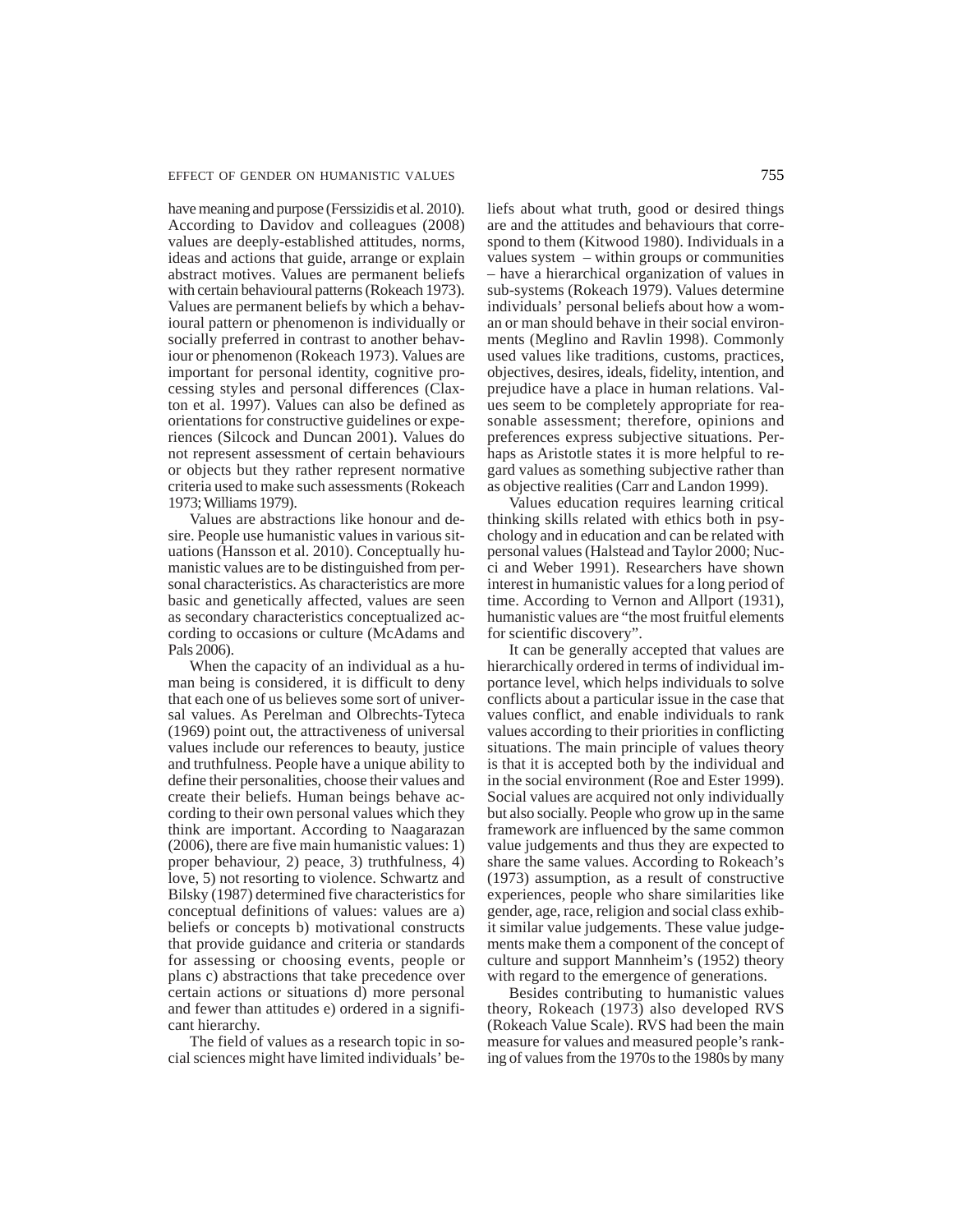have meaning and purpose (Ferssizidis et al. 2010). According to Davidov and colleagues (2008) values are deeply-established attitudes, norms, ideas and actions that guide, arrange or explain abstract motives. Values are permanent beliefs with certain behavioural patterns (Rokeach 1973). Values are permanent beliefs by which a behavioural pattern or phenomenon is individually or socially preferred in contrast to another behaviour or phenomenon (Rokeach 1973). Values are important for personal identity, cognitive processing styles and personal differences (Claxton et al. 1997). Values can also be defined as orientations for constructive guidelines or experiences (Silcock and Duncan 2001). Values do not represent assessment of certain behaviours or objects but they rather represent normative criteria used to make such assessments (Rokeach 1973; Williams 1979).

Values are abstractions like honour and desire. People use humanistic values in various situations (Hansson et al. 2010). Conceptually humanistic values are to be distinguished from personal characteristics. As characteristics are more basic and genetically affected, values are seen as secondary characteristics conceptualized according to occasions or culture (McAdams and Pals 2006).

When the capacity of an individual as a human being is considered, it is difficult to deny that each one of us believes some sort of universal values. As Perelman and Olbrechts-Tyteca (1969) point out, the attractiveness of universal values include our references to beauty, justice and truthfulness. People have a unique ability to define their personalities, choose their values and create their beliefs. Human beings behave according to their own personal values which they think are important. According to Naagarazan (2006), there are five main humanistic values: 1) proper behaviour, 2) peace, 3) truthfulness, 4) love, 5) not resorting to violence. Schwartz and Bilsky (1987) determined five characteristics for conceptual definitions of values: values are a) beliefs or concepts b) motivational constructs that provide guidance and criteria or standards for assessing or choosing events, people or plans c) abstractions that take precedence over certain actions or situations d) more personal and fewer than attitudes e) ordered in a significant hierarchy.

The field of values as a research topic in social sciences might have limited individuals' beliefs about what truth, good or desired things are and the attitudes and behaviours that correspond to them (Kitwood 1980). Individuals in a values system – within groups or communities – have a hierarchical organization of values in sub-systems (Rokeach 1979). Values determine individuals' personal beliefs about how a woman or man should behave in their social environments (Meglino and Ravlin 1998). Commonly used values like traditions, customs, practices, objectives, desires, ideals, fidelity, intention, and prejudice have a place in human relations. Values seem to be completely appropriate for reasonable assessment; therefore, opinions and preferences express subjective situations. Perhaps as Aristotle states it is more helpful to regard values as something subjective rather than as objective realities (Carr and Landon 1999).

Values education requires learning critical thinking skills related with ethics both in psychology and in education and can be related with personal values (Halstead and Taylor 2000; Nucci and Weber 1991). Researchers have shown interest in humanistic values for a long period of time. According to Vernon and Allport (1931), humanistic values are "the most fruitful elements for scientific discovery".

It can be generally accepted that values are hierarchically ordered in terms of individual importance level, which helps individuals to solve conflicts about a particular issue in the case that values conflict, and enable individuals to rank values according to their priorities in conflicting situations. The main principle of values theory is that it is accepted both by the individual and in the social environment (Roe and Ester 1999). Social values are acquired not only individually but also socially. People who grow up in the same framework are influenced by the same common value judgements and thus they are expected to share the same values. According to Rokeach's (1973) assumption, as a result of constructive experiences, people who share similarities like gender, age, race, religion and social class exhibit similar value judgements. These value judgements make them a component of the concept of culture and support Mannheim's (1952) theory with regard to the emergence of generations.

Besides contributing to humanistic values theory, Rokeach (1973) also developed RVS (Rokeach Value Scale). RVS had been the main measure for values and measured people's ranking of values from the 1970s to the 1980s by many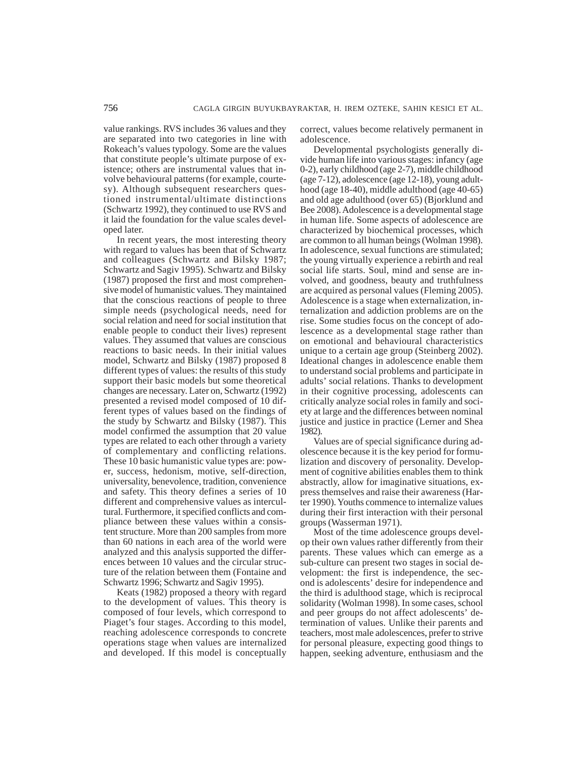value rankings. RVS includes 36 values and they are separated into two categories in line with Rokeach's values typology. Some are the values that constitute people's ultimate purpose of existence; others are instrumental values that involve behavioural patterns (for example, courtesy). Although subsequent researchers questioned instrumental/ultimate distinctions (Schwartz 1992), they continued to use RVS and it laid the foundation for the value scales developed later.

In recent years, the most interesting theory with regard to values has been that of Schwartz and colleagues (Schwartz and Bilsky 1987; Schwartz and Sagiv 1995). Schwartz and Bilsky (1987) proposed the first and most comprehensive model of humanistic values. They maintained that the conscious reactions of people to three simple needs (psychological needs, need for social relation and need for social institution that enable people to conduct their lives) represent values. They assumed that values are conscious reactions to basic needs. In their initial values model, Schwartz and Bilsky (1987) proposed 8 different types of values: the results of this study support their basic models but some theoretical changes are necessary. Later on, Schwartz (1992) presented a revised model composed of 10 different types of values based on the findings of the study by Schwartz and Bilsky (1987). This model confirmed the assumption that 20 value types are related to each other through a variety of complementary and conflicting relations. These 10 basic humanistic value types are: power, success, hedonism, motive, self-direction, universality, benevolence, tradition, convenience and safety. This theory defines a series of 10 different and comprehensive values as intercultural. Furthermore, it specified conflicts and compliance between these values within a consistent structure. More than 200 samples from more than 60 nations in each area of the world were analyzed and this analysis supported the differences between 10 values and the circular structure of the relation between them (Fontaine and Schwartz 1996; Schwartz and Sagiv 1995).

Keats (1982) proposed a theory with regard to the development of values. This theory is composed of four levels, which correspond to Piaget's four stages. According to this model, reaching adolescence corresponds to concrete operations stage when values are internalized and developed. If this model is conceptually correct, values become relatively permanent in adolescence.

Developmental psychologists generally divide human life into various stages: infancy (age 0-2), early childhood (age 2-7), middle childhood (age 7-12), adolescence (age 12-18), young adulthood (age 18-40), middle adulthood (age 40-65) and old age adulthood (over 65) (Bjorklund and Bee 2008). Adolescence is a developmental stage in human life. Some aspects of adolescence are characterized by biochemical processes, which are common to all human beings (Wolman 1998). In adolescence, sexual functions are stimulated; the young virtually experience a rebirth and real social life starts. Soul, mind and sense are involved, and goodness, beauty and truthfulness are acquired as personal values (Fleming 2005). Adolescence is a stage when externalization, internalization and addiction problems are on the rise. Some studies focus on the concept of adolescence as a developmental stage rather than on emotional and behavioural characteristics unique to a certain age group (Steinberg 2002). Ideational changes in adolescence enable them to understand social problems and participate in adults' social relations. Thanks to development in their cognitive processing, adolescents can critically analyze social roles in family and society at large and the differences between nominal justice and justice in practice (Lerner and Shea 1982).

Values are of special significance during adolescence because it is the key period for formulization and discovery of personality. Development of cognitive abilities enables them to think abstractly, allow for imaginative situations, express themselves and raise their awareness (Harter 1990). Youths commence to internalize values during their first interaction with their personal groups (Wasserman 1971).

Most of the time adolescence groups develop their own values rather differently from their parents. These values which can emerge as a sub-culture can present two stages in social development: the first is independence, the second is adolescents' desire for independence and the third is adulthood stage, which is reciprocal solidarity (Wolman 1998). In some cases, school and peer groups do not affect adolescents' determination of values. Unlike their parents and teachers, most male adolescences, prefer to strive for personal pleasure, expecting good things to happen, seeking adventure, enthusiasm and the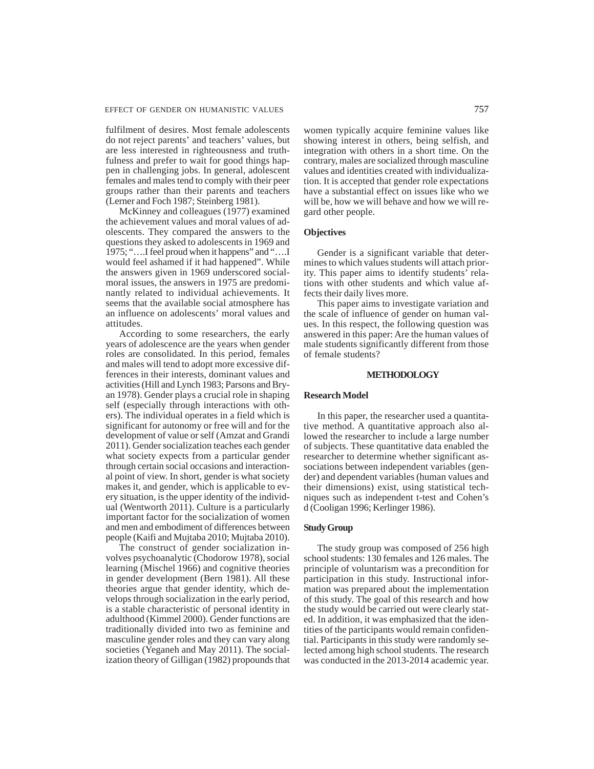fulfilment of desires. Most female adolescents do not reject parents' and teachers' values, but are less interested in righteousness and truthfulness and prefer to wait for good things happen in challenging jobs. In general, adolescent females and males tend to comply with their peer groups rather than their parents and teachers (Lerner and Foch 1987; Steinberg 1981).

McKinney and colleagues (1977) examined the achievement values and moral values of adolescents. They compared the answers to the questions they asked to adolescents in 1969 and 1975; "….I feel proud when it happens" and "….I would feel ashamed if it had happened". While the answers given in 1969 underscored social-moral issues, the answers in 1975 are predominantly related to individual achievements. It seems that the available social atmosphere has an influence on adolescents' moral values and attitudes.

According to some researchers, the early years of adolescence are the years when gender roles are consolidated. In this period, females and males will tend to adopt more excessive differences in their interests, dominant values and activities (Hill and Lynch 1983; Parsons and Bryan 1978). Gender plays a crucial role in shaping self (especially through interactions with others). The individual operates in a field which is significant for autonomy or free will and for the development of value or self (Amzat and Grandi 2011). Gender socialization teaches each gender what society expects from a particular gender through certain social occasions and interactional point of view. In short, gender is what society makes it, and gender, which is applicable to every situation, is the upper identity of the individual (Wentworth 2011). Culture is a particularly important factor for the socialization of women and men and embodiment of differences between people (Kaifi and Mujtaba 2010; Mujtaba 2010).

The construct of gender socialization involves psychoanalytic (Chodorow 1978), social learning (Mischel 1966) and cognitive theories in gender development (Bern 1981). All these theories argue that gender identity, which develops through socialization in the early period, is a stable characteristic of personal identity in adulthood (Kimmel 2000). Gender functions are traditionally divided into two as feminine and masculine gender roles and they can vary along societies (Yeganeh and May 2011). The socialization theory of Gilligan (1982) propounds that women typically acquire feminine values like showing interest in others, being selfish, and integration with others in a short time. On the contrary, males are socialized through masculine values and identities created with individualization. It is accepted that gender role expectations have a substantial effect on issues like who we will be, how we will behave and how we will regard other people.

### Objectives

Gender is a significant variable that determines to which values students will attach priority. This paper aims to identify students' relations with other students and which value affects their daily lives more.

This paper aims to investigate variation and the scale of influence of gender on human values. In this respect, the following question was answered in this paper: Are the human values of male students significantly different from those of female students?

## METHODOLOGY

### Research Model

In this paper, the researcher used a quantitative method. A quantitative approach also allowed the researcher to include a large number of subjects. These quantitative data enabled the researcher to determine whether significant associations between independent variables (gender) and dependent variables (human values and their dimensions) exist, using statistical techniques such as independent t-test and Cohen's d (Cooligan 1996; Kerlinger 1986).

### Study Group

The study group was composed of 256 high school students: 130 females and 126 males. The principle of voluntarism was a precondition for participation in this study. Instructional information was prepared about the implementation of this study. The goal of this research and how the study would be carried out were clearly stated. In addition, it was emphasized that the identities of the participants would remain confidential. Participants in this study were randomly selected among high school students. The research was conducted in the 2013-2014 academic year.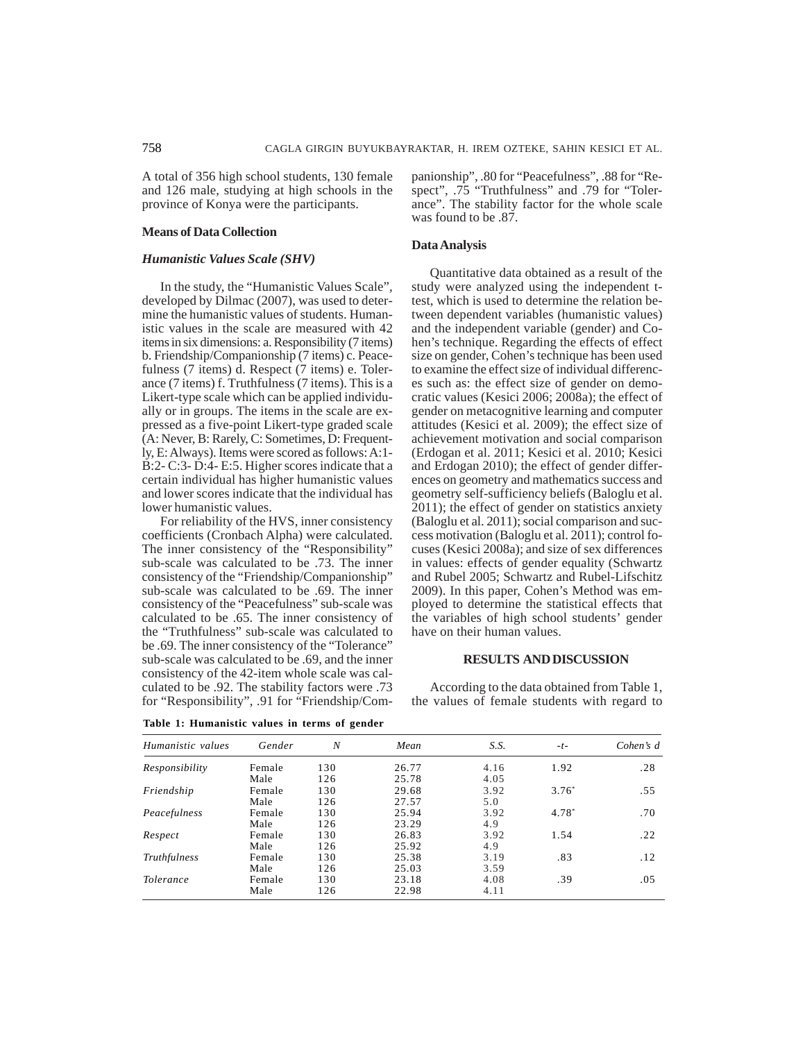A total of 356 high school students, 130 female and 126 male, studying at high schools in the province of Konya were the participants.

## Means of Data Collection

### *Humanistic Values Scale (SHV)*

In the study, the "Humanistic Values Scale", developed by Dilmac (2007), was used to determine the humanistic values of students. Humanistic values in the scale are measured with 42 items in six dimensions: a. Responsibility (7 items) b. Friendship/Companionship (7 items) c. Peacefulness (7 items) d. Respect (7 items) e. Tolerance (7 items) f. Truthfulness (7 items). This is a Likert-type scale which can be applied individually or in groups. The items in the scale are expressed as a five-point Likert-type graded scale (A: Never, B: Rarely, C: Sometimes, D: Frequently, E: Always). Items were scored as follows: A:1- B:2- C:3- D:4- E:5. Higher scores indicate that a certain individual has higher humanistic values and lower scores indicate that the individual has lower humanistic values.

For reliability of the HVS, inner consistency coefficients (Cronbach Alpha) were calculated. The inner consistency of the "Responsibility" sub-scale was calculated to be .73. The inner consistency of the "Friendship/Companionship" sub-scale was calculated to be .69. The inner consistency of the "Peacefulness" sub-scale was calculated to be .65. The inner consistency of the "Truthfulness" sub-scale was calculated to be .69. The inner consistency of the "Tolerance" sub-scale was calculated to be .69, and the inner consistency of the 42-item whole scale was calculated to be .92. The stability factors were .73 for "Responsibility", .91 for "Friendship/Companionship", .80 for "Peacefulness", .88 for "Respect", .75 "Truthfulness" and .79 for "Tolerance". The stability factor for the whole scale was found to be .87.

## Data Analysis

Quantitative data obtained as a result of the study were analyzed using the independent t-test, which is used to determine the relation between dependent variables (humanistic values) and the independent variable (gender) and Cohen's technique. Regarding the effects of effect size on gender, Cohen's technique has been used to examine the effect size of individual differences such as: the effect size of gender on democratic values (Kesici 2006; 2008a); the effect of gender on metacognitive learning and computer attitudes (Kesici et al. 2009); the effect size of achievement motivation and social comparison (Erdogan et al. 2011; Kesici et al. 2010; Kesici and Erdogan 2010); the effect of gender differences on geometry and mathematics success and geometry self-sufficiency beliefs (Baloglu et al. 2011); the effect of gender on statistics anxiety (Baloglu et al. 2011); social comparison and success motivation (Baloglu et al. 2011); control focuses (Kesici 2008a); and size of sex differences in values: effects of gender equality (Schwartz and Rubel 2005; Schwartz and Rubel-Lifschitz 2009). In this paper, Cohen's Method was employed to determine the statistical effects that the variables of high school students' gender have on their human values.

## RESULTS AND DISCUSSION

According to the data obtained from Table 1, the values of female students with regard to

**Table 1: Humanistic values in terms of gender**

| *Humanistic values* | *Gender* | *N* | *Mean* | *S.S.* | *-t-* | *Cohen's d* |
|---|---|---|---|---|---|---|
| *Responsibility* | Female | 130 | 26.77 | 4.16 | 1.92 | .28 |
| | Male | 126 | 25.78 | 4.05 | | |
| *Friendship* | Female | 130 | 29.68 | 3.92 | 3.76* | .55 |
| | Male | 126 | 27.57 | 5.0 | | |
| *Peacefulness* | Female | 130 | 25.94 | 3.92 | 4.78* | .70 |
| | Male | 126 | 23.29 | 4.9 | | |
| *Respect* | Female | 130 | 26.83 | 3.92 | 1.54 | .22 |
| | Male | 126 | 25.92 | 4.9 | | |
| *Truthfulness* | Female | 130 | 25.38 | 3.19 | .83 | .12 |
| | Male | 126 | 25.03 | 3.59 | | |
| *Tolerance* | Female | 130 | 23.18 | 4.08 | .39 | .05 |
| | Male | 126 | 22.98 | 4.11 | | |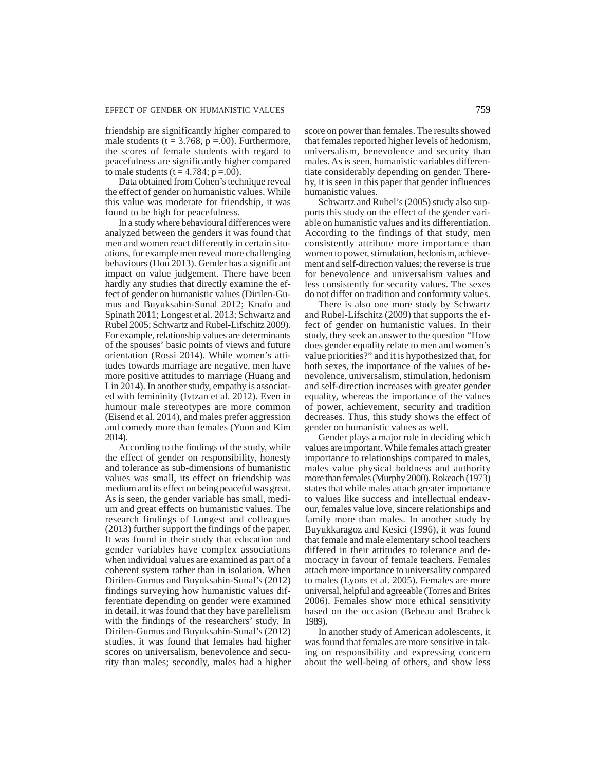friendship are significantly higher compared to male students ($t = 3.768$, $p = .00$). Furthermore, the scores of female students with regard to peacefulness are significantly higher compared to male students ($t = 4.784$; $p = .00$).

Data obtained from Cohen's technique reveal the effect of gender on humanistic values. While this value was moderate for friendship, it was found to be high for peacefulness.

In a study where behavioural differences were analyzed between the genders it was found that men and women react differently in certain situations, for example men reveal more challenging behaviours (Hou 2013). Gender has a significant impact on value judgement. There have been hardly any studies that directly examine the effect of gender on humanistic values (Dirilen-Gumus and Buyuksahin-Sunal 2012; Knafo and Spinath 2011; Longest et al. 2013; Schwartz and Rubel 2005; Schwartz and Rubel-Lifschitz 2009). For example, relationship values are determinants of the spouses' basic points of views and future orientation (Rossi 2014). While women's attitudes towards marriage are negative, men have more positive attitudes to marriage (Huang and Lin 2014). In another study, empathy is associated with femininity (Ivtzan et al. 2012). Even in humour male stereotypes are more common (Eisend et al. 2014), and males prefer aggression and comedy more than females (Yoon and Kim 2014).

According to the findings of the study, while the effect of gender on responsibility, honesty and tolerance as sub-dimensions of humanistic values was small, its effect on friendship was medium and its effect on being peaceful was great. As is seen, the gender variable has small, medium and great effects on humanistic values. The research findings of Longest and colleagues (2013) further support the findings of the paper. It was found in their study that education and gender variables have complex associations when individual values are examined as part of a coherent system rather than in isolation. When Dirilen-Gumus and Buyuksahin-Sunal's (2012) findings surveying how humanistic values differentiate depending on gender were examined in detail, it was found that they have parellelism with the findings of the researchers' study. In Dirilen-Gumus and Buyuksahin-Sunal's (2012) studies, it was found that females had higher scores on universalism, benevolence and security than males; secondly, males had a higher score on power than females. The results showed that females reported higher levels of hedonism, universalism, benevolence and security than males. As is seen, humanistic variables differentiate considerably depending on gender. Thereby, it is seen in this paper that gender influences humanistic values.

Schwartz and Rubel's (2005) study also supports this study on the effect of the gender variable on humanistic values and its differentiation. According to the findings of that study, men consistently attribute more importance than women to power, stimulation, hedonism, achievement and self-direction values; the reverse is true for benevolence and universalism values and less consistently for security values. The sexes do not differ on tradition and conformity values.

There is also one more study by Schwartz and Rubel-Lifschitz (2009) that supports the effect of gender on humanistic values. In their study, they seek an answer to the question "How does gender equality relate to men and women's value priorities?" and it is hypothesized that, for both sexes, the importance of the values of benevolence, universalism, stimulation, hedonism and self-direction increases with greater gender equality, whereas the importance of the values of power, achievement, security and tradition decreases. Thus, this study shows the effect of gender on humanistic values as well.

Gender plays a major role in deciding which values are important. While females attach greater importance to relationships compared to males, males value physical boldness and authority more than females (Murphy 2000). Rokeach (1973) states that while males attach greater importance to values like success and intellectual endeavour, females value love, sincere relationships and family more than males. In another study by Buyukkaragoz and Kesici (1996), it was found that female and male elementary school teachers differed in their attitudes to tolerance and democracy in favour of female teachers. Females attach more importance to universality compared to males (Lyons et al. 2005). Females are more universal, helpful and agreeable (Torres and Brites 2006). Females show more ethical sensitivity based on the occasion (Bebeau and Brabeck 1989).

In another study of American adolescents, it was found that females are more sensitive in taking on responsibility and expressing concern about the well-being of others, and show less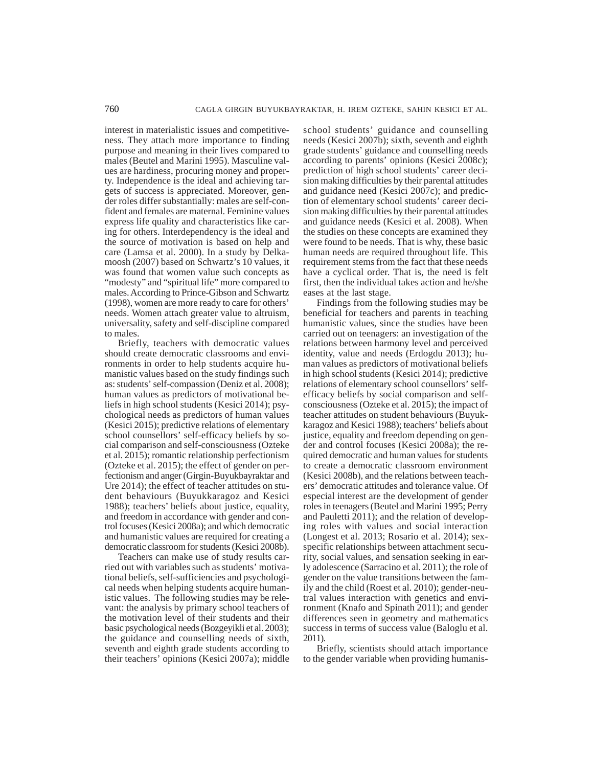interest in materialistic issues and competitiveness. They attach more importance to finding purpose and meaning in their lives compared to males (Beutel and Marini 1995). Masculine values are hardiness, procuring money and property. Independence is the ideal and achieving targets of success is appreciated. Moreover, gender roles differ substantially: males are self-confident and females are maternal. Feminine values express life quality and characteristics like caring for others. Interdependency is the ideal and the source of motivation is based on help and care (Lamsa et al. 2000). In a study by Delkamoosh (2007) based on Schwartz's 10 values, it was found that women value such concepts as "modesty" and "spiritual life" more compared to males. According to Prince-Gibson and Schwartz (1998), women are more ready to care for others' needs. Women attach greater value to altruism, universality, safety and self-discipline compared to males.

Briefly, teachers with democratic values should create democratic classrooms and environments in order to help students acquire humanistic values based on the study findings such as: students' self-compassion (Deniz et al. 2008); human values as predictors of motivational beliefs in high school students (Kesici 2014); psychological needs as predictors of human values (Kesici 2015); predictive relations of elementary school counsellors' self-efficacy beliefs by social comparison and self-consciousness (Ozteke et al. 2015); romantic relationship perfectionism (Ozteke et al. 2015); the effect of gender on perfectionism and anger (Girgin-Buyukbayraktar and Ure 2014); the effect of teacher attitudes on student behaviours (Buyukkaragoz and Kesici 1988); teachers' beliefs about justice, equality, and freedom in accordance with gender and control focuses (Kesici 2008a); and which democratic and humanistic values are required for creating a democratic classroom for students (Kesici 2008b).

Teachers can make use of study results carried out with variables such as students' motivational beliefs, self-sufficiencies and psychological needs when helping students acquire humanistic values. The following studies may be relevant: the analysis by primary school teachers of the motivation level of their students and their basic psychological needs (Bozgeyikli et al. 2003); the guidance and counselling needs of sixth, seventh and eighth grade students according to their teachers' opinions (Kesici 2007a); middle school students' guidance and counselling needs (Kesici 2007b); sixth, seventh and eighth grade students' guidance and counselling needs according to parents' opinions (Kesici 2008c); prediction of high school students' career decision making difficulties by their parental attitudes and guidance need (Kesici 2007c); and prediction of elementary school students' career decision making difficulties by their parental attitudes and guidance needs (Kesici et al. 2008). When the studies on these concepts are examined they were found to be needs. That is why, these basic human needs are required throughout life. This requirement stems from the fact that these needs have a cyclical order. That is, the need is felt first, then the individual takes action and he/she eases at the last stage.

Findings from the following studies may be beneficial for teachers and parents in teaching humanistic values, since the studies have been carried out on teenagers: an investigation of the relations between harmony level and perceived identity, value and needs (Erdogdu 2013); human values as predictors of motivational beliefs in high school students (Kesici 2014); predictive relations of elementary school counsellors' self-efficacy beliefs by social comparison and self-consciousness (Ozteke et al. 2015); the impact of teacher attitudes on student behaviours (Buyukkaragoz and Kesici 1988); teachers' beliefs about justice, equality and freedom depending on gender and control focuses (Kesici 2008a); the required democratic and human values for students to create a democratic classroom environment (Kesici 2008b), and the relations between teachers' democratic attitudes and tolerance value. Of especial interest are the development of gender roles in teenagers (Beutel and Marini 1995; Perry and Pauletti 2011); and the relation of developing roles with values and social interaction (Longest et al. 2013; Rosario et al. 2014); sex-specific relationships between attachment security, social values, and sensation seeking in early adolescence (Sarracino et al. 2011); the role of gender on the value transitions between the family and the child (Roest et al. 2010); gender-neutral values interaction with genetics and environment (Knafo and Spinath 2011); and gender differences seen in geometry and mathematics success in terms of success value (Baloglu et al. 2011).

Briefly, scientists should attach importance to the gender variable when providing humanis-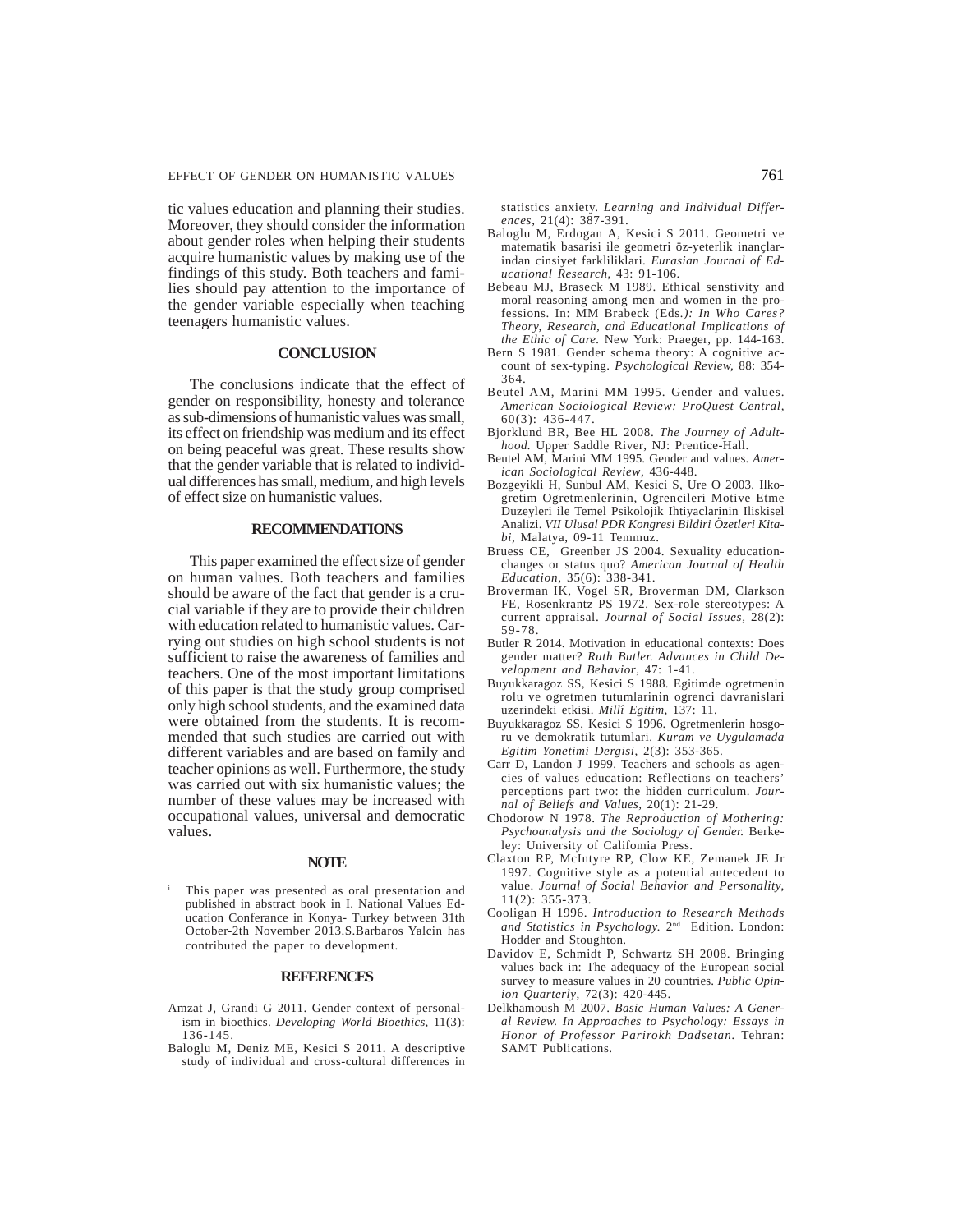tic values education and planning their studies. Moreover, they should consider the information about gender roles when helping their students acquire humanistic values by making use of the findings of this study. Both teachers and families should pay attention to the importance of the gender variable especially when teaching teenagers humanistic values.

## CONCLUSION

The conclusions indicate that the effect of gender on responsibility, honesty and tolerance as sub-dimensions of humanistic values was small, its effect on friendship was medium and its effect on being peaceful was great. These results show that the gender variable that is related to individual differences has small, medium, and high levels of effect size on humanistic values.

## RECOMMENDATIONS

This paper examined the effect size of gender on human values. Both teachers and families should be aware of the fact that gender is a crucial variable if they are to provide their children with education related to humanistic values. Carrying out studies on high school students is not sufficient to raise the awareness of families and teachers. One of the most important limitations of this paper is that the study group comprised only high school students, and the examined data were obtained from the students. It is recommended that such studies are carried out with different variables and are based on family and teacher opinions as well. Furthermore, the study was carried out with six humanistic values; the number of these values may be increased with occupational values, universal and democratic values.

## NOTE

[i] This paper was presented as oral presentation and published in abstract book in I. National Values Education Conferance in Konya- Turkey between 31th October-2th November 2013.S.Barbaros Yalcin has contributed the paper to development.

## REFERENCES

Amzat J, Grandi G 2011. Gender context of personalism in bioethics. *Developing World Bioethics,* 11(3): 136-145.

Baloglu M, Deniz ME, Kesici S 2011. A descriptive study of individual and cross-cultural differences in statistics anxiety. *Learning and Individual Differences*, 21(4): 387-391.

Baloglu M, Erdogan A, Kesici S 2011. Geometri ve matematik basarisi ile geometri öz-yeterlik inançlarindan cinsiyet farkliliklari. *Eurasian Journal of Educational Research,* 43: 91-106.

Bebeau MJ, Braseck M 1989. Ethical senstivity and moral reasoning among men and women in the professions. In: MM Brabeck (Eds.*): In Who Cares? Theory, Research, and Educational Implications of the Ethic of Care.* New York: Praeger, pp. 144-163.

Bern S 1981. Gender schema theory: A cognitive account of sex-typing. *Psychological Review,* 88: 354-364.

Beutel AM, Marini MM 1995. Gender and values. *American Sociological Review: ProQuest Central,* 60(3): 436-447.

Bjorklund BR, Bee HL 2008. *The Journey of Adulthood.* Upper Saddle River, NJ: Prentice-Hall.

Beutel AM, Marini MM 1995. Gender and values. *American Sociological Review*, 436-448.

Bozgeyikli H, Sunbul AM, Kesici S, Ure O 2003. Ilkogretim Ogretmenlerinin, Ogrencileri Motive Etme Duzeyleri ile Temel Psikolojik Ihtiyaclarinin Iliskisel Analizi. *VII Ulusal PDR Kongresi Bildiri Özetleri Kitabi,* Malatya, 09-11 Temmuz.

Bruess CE, Greenber JS 2004. Sexuality education-changes or status quo? *American Journal of Health Education,* 35(6): 338-341.

Broverman IK, Vogel SR, Broverman DM, Clarkson FE, Rosenkrantz PS 1972. Sex-role stereotypes: A current appraisal. *Journal of Social Issues,* 28(2): 59-78.

Butler R 2014. Motivation in educational contexts: Does gender matter? *Ruth Butler. Advances in Child Development and Behavior*, 47: 1-41.

Buyukkaragoz SS, Kesici S 1988. Egitimde ogretmenin rolu ve ogretmen tutumlarinin ogrenci davranislari uzerindeki etkisi. *Millî Egitim,* 137: 11.

Buyukkaragoz SS, Kesici S 1996. Ogretmenlerin hosgoru ve demokratik tutumlari. *Kuram ve Uygulamada Egitim Yonetimi Dergisi*, 2(3): 353-365.

Carr D, Landon J 1999. Teachers and schools as agencies of values education: Reflections on teachers' perceptions part two: the hidden curriculum. *Journal of Beliefs and Values,* 20(1): 21-29.

Chodorow N 1978. *The Reproduction of Mothering: Psychoanalysis and the Sociology of Gender.* Berkeley: University of Califomia Press.

Claxton RP, McIntyre RP, Clow KE, Zemanek JE Jr 1997. Cognitive style as a potential antecedent to value. *Journal of Social Behavior and Personality,* 11(2): 355-373.

Cooligan H 1996. *Introduction to Research Methods and Statistics in Psychology.* 2nd Edition. London: Hodder and Stoughton.

Davidov E, Schmidt P, Schwartz SH 2008. Bringing values back in: The adequacy of the European social survey to measure values in 20 countries. *Public Opinion Quarterly,* 72(3): 420-445.

Delkhamoush M 2007. *Basic Human Values: A General Review. In Approaches to Psychology: Essays in Honor of Professor Parirokh Dadsetan.* Tehran: SAMT Publications.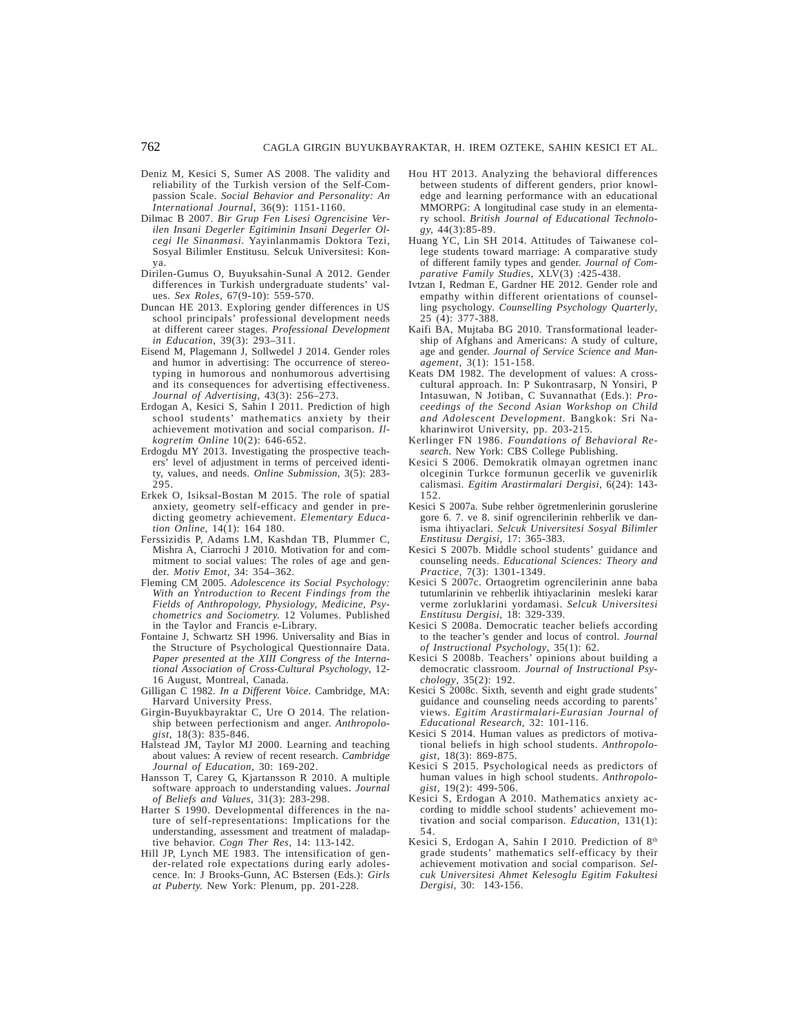Deniz M, Kesici S, Sumer AS 2008. The validity and reliability of the Turkish version of the Self-Compassion Scale. *Social Behavior and Personality: An International Journal*, 36(9): 1151-1160.

Dilmac B 2007. *Bir Grup Fen Lisesi Ogrencisine Verilen Insani Degerler Egitiminin Insani Degerler Olcegi Ile Sinanmasi*. Yayinlanmamis Doktora Tezi, Sosyal Bilimler Enstitusu. Selcuk Universitesi: Konya.

Dirilen-Gumus O, Buyuksahin-Sunal A 2012. Gender differences in Turkish undergraduate students' values. *Sex Roles*, 67(9-10): 559-570.

Duncan HE 2013. Exploring gender differences in US school principals' professional development needs at different career stages. *Professional Development in Education*, 39(3): 293–311.

Eisend M, Plagemann J, Sollwedel J 2014. Gender roles and humor in advertising: The occurrence of stereotyping in humorous and nonhumorous advertising and its consequences for advertising effectiveness. *Journal of Advertising*, 43(3): 256–273.

Erdogan A, Kesici S, Sahin I 2011. Prediction of high school students' mathematics anxiety by their achievement motivation and social comparison. *Ilkogretim Online* 10(2): 646-652.

Erdogdu MY 2013. Investigating the prospective teachers' level of adjustment in terms of perceived identity, values, and needs. *Online Submission*, 3(5): 283-295.

Erkek O, Isiksal-Bostan M 2015. The role of spatial anxiety, geometry self-efficacy and gender in predicting geometry achievement. *Elementary Education Online*, 14(1): 164 180.

Ferssizidis P, Adams LM, Kashdan TB, Plummer C, Mishra A, Ciarrochi J 2010. Motivation for and commitment to social values: The roles of age and gender. *Motiv Emot*, 34: 354–362.

Fleming CM 2005. *Adolescence its Social Psychology: With an Ýntroduction to Recent Findings from the Fields of Anthropology, Physiology, Medicine, Psychometrics and Sociometry.* 12 Volumes. Published in the Taylor and Francis e-Library.

Fontaine J, Schwartz SH 1996. Universality and Bias in the Structure of Psychological Questionnaire Data. *Paper presented at the XIII Congress of the International Association of Cross-Cultural Psychology*, 12-16 August, Montreal, Canada.

Gilligan C 1982. *In a Different Voice.* Cambridge, MA: Harvard University Press.

Girgin-Buyukbayraktar C, Ure O 2014. The relationship between perfectionism and anger. *Anthropologist*, 18(3): 835-846.

Halstead JM, Taylor MJ 2000. Learning and teaching about values: A review of recent research. *Cambridge Journal of Education*, 30: 169-202.

Hansson T, Carey G, Kjartansson R 2010. A multiple software approach to understanding values. *Journal of Beliefs and Values*, 31(3): 283-298.

Harter S 1990. Developmental differences in the nature of self-representations: Implications for the understanding, assessment and treatment of maladaptive behavior. *Cogn Ther Res*, 14: 113-142.

Hill JP, Lynch ME 1983. The intensification of gender-related role expectations during early adolescence. In: J Brooks-Gunn, AC Bstersen (Eds.): *Girls at Puberty.* New York: Plenum, pp. 201-228.

Hou HT 2013. Analyzing the behavioral differences between students of different genders, prior knowledge and learning performance with an educational MMORPG: A longitudinal case study in an elementary school. *British Journal of Educational Technology*, 44(3):85-89.

Huang YC, Lin SH 2014. Attitudes of Taiwanese college students toward marriage: A comparative study of different family types and gender. *Journal of Comparative Family Studies*, XLV(3) :425-438.

Ivtzan I, Redman E, Gardner HE 2012. Gender role and empathy within different orientations of counselling psychology. *Counselling Psychology Quarterly*, 25 (4): 377-388.

Kaifi BA, Mujtaba BG 2010. Transformational leadership of Afghans and Americans: A study of culture, age and gender. *Journal of Service Science and Management*, 3(1): 151-158.

Keats DM 1982. The development of values: A cross-cultural approach. In: P Sukontrasarp, N Yonsiri, P Intasuwan, N Jotiban, C Suvannathat (Eds.): *Proceedings of the Second Asian Workshop on Child and Adolescent Development.* Bangkok: Sri Nakharinwirot University, pp. 203-215.

Kerlinger FN 1986. *Foundations of Behavioral Research.* New York: CBS College Publishing.

Kesici S 2006. Demokratik olmayan ogretmen inanc olceginin Turkce formunun gecerlik ve guvenirlik calismasi. *Egitim Arastirmalari Dergisi*, 6(24): 143-152.

Kesici S 2007a. Sube rehber ögretmenlerinin goruslerine gore 6. 7. ve 8. sinif ogrencilerinin rehberlik ve danisma ihtiyaclari. *Selcuk Universitesi Sosyal Bilimler Enstitusu Dergisi*, 17: 365-383.

Kesici S 2007b. Middle school students' guidance and counseling needs. *Educational Sciences: Theory and Practice*, 7(3): 1301-1349.

Kesici S 2007c. Ortaogretim ogrencilerinin anne baba tutumlarinin ve rehberlik ihtiyaclarinin mesleki karar verme zorluklarini yordamasi. *Selcuk Universitesi Enstitusu Dergisi*, 18: 329-339.

Kesici S 2008a. Democratic teacher beliefs according to the teacher's gender and locus of control. *Journal of Instructional Psychology*, 35(1): 62.

Kesici S 2008b. Teachers' opinions about building a democratic classroom. *Journal of Instructional Psychology*, 35(2): 192.

Kesici S 2008c. Sixth, seventh and eight grade students' guidance and counseling needs according to parents' views. *Egitim Arastirmalari-Eurasian Journal of Educational Research*, 32: 101-116.

Kesici S 2014. Human values as predictors of motivational beliefs in high school students. *Anthropologist*, 18(3): 869-875.

Kesici S 2015. Psychological needs as predictors of human values in high school students. *Anthropologist*, 19(2): 499-506.

Kesici S, Erdogan A 2010. Mathematics anxiety according to middle school students' achievement motivation and social comparison. *Education*, 131(1): 54.

Kesici S, Erdogan A, Sahin I 2010. Prediction of 8th grade students' mathematics self-efficacy by their achievement motivation and social comparison. *Selcuk Universitesi Ahmet Kelesoglu Egitim Fakultesi Dergisi*, 30: 143-156.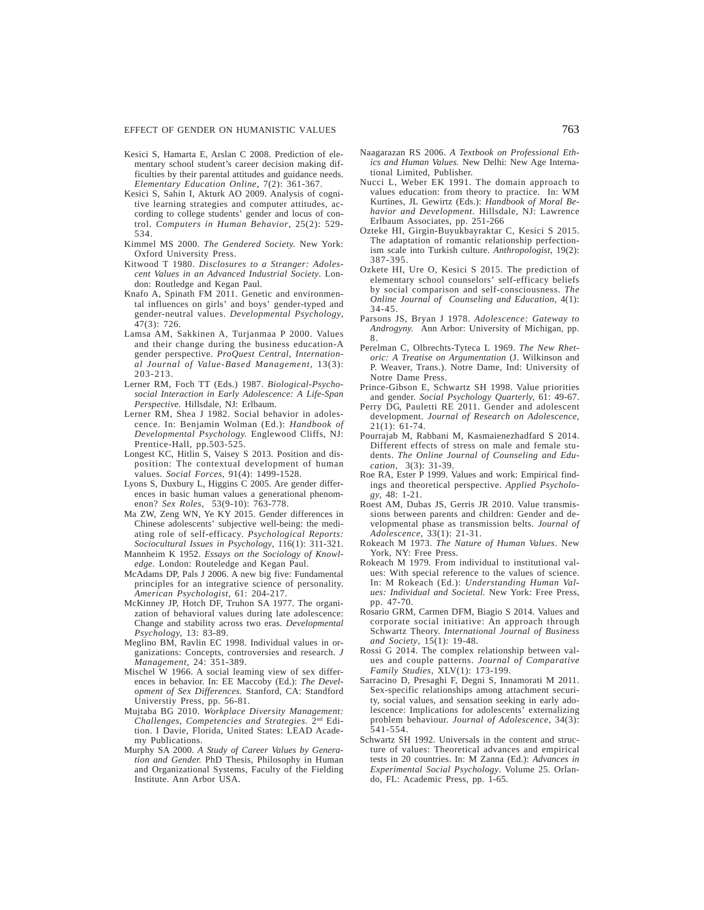Kesici S, Hamarta E, Arslan C 2008. Prediction of elementary school student's career decision making difficulties by their parental attitudes and guidance needs. *Elementary Education Online*, 7(2): 361-367.

Kesici S, Sahin I, Akturk AO 2009. Analysis of cognitive learning strategies and computer attitudes, according to college students' gender and locus of control. *Computers in Human Behavior*, 25(2): 529-534.

Kimmel MS 2000. *The Gendered Society.* New York: Oxford University Press.

Kitwood T 1980. *Disclosures to a Stranger: Adolescent Values in an Advanced Industrial Society.* London: Routledge and Kegan Paul.

Knafo A, Spinath FM 2011. Genetic and environmental influences on girls' and boys' gender-typed and gender-neutral values. *Developmental Psychology*, 47(3): 726.

Lamsa AM, Sakkinen A, Turjanmaa P 2000. Values and their change during the business education-A gender perspective. *ProQuest Central, International Journal of Value-Based Management*, 13(3): 203-213.

Lerner RM, Foch TT (Eds.) 1987. *Biological-Psychosocial Interaction in Early Adolescence: A Life-Span Perspective.* Hillsdale, NJ: Erlbaum.

Lerner RM, Shea J 1982. Social behavior in adolescence. In: Benjamin Wolman (Ed.): *Handbook of Developmental Psychology.* Englewood Cliffs, NJ: Prentice-Hall, pp.503-525.

Longest KC, Hitlin S, Vaisey S 2013. Position and disposition: The contextual development of human values. *Social Forces*, 91(4): 1499-1528.

Lyons S, Duxbury L, Higgins C 2005. Are gender differences in basic human values a generational phenomenon? *Sex Roles*, 53(9-10): 763-778.

Ma ZW, Zeng WN, Ye KY 2015. Gender differences in Chinese adolescents' subjective well-being: the mediating role of self-efficacy. *Psychological Reports: Sociocultural Issues in Psychology*, 116(1): 311-321.

Mannheim K 1952. *Essays on the Sociology of Knowledge.* London: Routeledge and Kegan Paul.

McAdams DP, Pals J 2006. A new big five: Fundamental principles for an integrative science of personality. *American Psychologist*, 61: 204-217.

McKinney JP, Hotch DF, Truhon SA 1977. The organization of behavioral values during late adolescence: Change and stability across two eras. *Developmental Psychology*, 13: 83-89.

Meglino BM, Ravlin EC 1998. Individual values in organizations: Concepts, controversies and research. *J Management*, 24: 351-389.

Mischel W 1966. A social leaming view of sex differences in behavior. In: EE Maccoby (Ed.): *The Development of Sex Differences.* Stanford, CA: Standford Universtiy Press, pp. 56-81.

Mujtaba BG 2010. *Workplace Diversity Management: Challenges, Competencies and Strategies.* 2nd Edition. I Davie, Florida, United States: LEAD Academy Publications.

Murphy SA 2000. *A Study of Career Values by Generation and Gender.* PhD Thesis, Philosophy in Human and Organizational Systems, Faculty of the Fielding Institute. Ann Arbor USA.

Naagarazan RS 2006. *A Textbook on Professional Ethics and Human Values.* New Delhi: New Age International Limited, Publisher.

Nucci L, Weber EK 1991. The domain approach to values education: from theory to practice. In: WM Kurtines, JL Gewirtz (Eds.): *Handbook of Moral Behavior and Development.* Hillsdale, NJ: Lawrence Erlbaum Associates, pp. 251-266

Ozteke HI, Girgin-Buyukbayraktar C, Kesici S 2015. The adaptation of romantic relationship perfectionism scale into Turkish culture. *Anthropologist*, 19(2): 387-395.

Ozkete HI, Ure O, Kesici S 2015. The prediction of elementary school counselors' self-efficacy beliefs by social comparison and self-consciousness. *The Online Journal of Counseling and Education*, 4(1): 34-45.

Parsons JS, Bryan J 1978. *Adolescence: Gateway to Androgyny.* Ann Arbor: University of Michigan, pp. 8.

Perelman C, Olbrechts-Tyteca L 1969. *The New Rhetoric: A Treatise on Argumentation* (J. Wilkinson and P. Weaver, Trans.). Notre Dame, Ind: University of Notre Dame Press.

Prince-Gibson E, Schwartz SH 1998. Value priorities and gender. *Social Psychology Quarterly*, 61: 49-67.

Perry DG, Pauletti RE 2011. Gender and adolescent development. *Journal of Research on Adolescence*, 21(1): 61-74.

Pourrajab M, Rabbani M, Kasmaienezhadfard S 2014. Different effects of stress on male and female students. *The Online Journal of Counseling and Education*, 3(3): 31-39.

Roe RA, Ester P 1999. Values and work: Empirical findings and theoretical perspective. *Applied Psychology*, 48: 1-21.

Roest AM, Dubas JS, Gerris JR 2010. Value transmissions between parents and children: Gender and developmental phase as transmission belts. *Journal of Adolescence*, 33(1): 21-31.

Rokeach M 1973. *The Nature of Human Values*. New York, NY: Free Press.

Rokeach M 1979. From individual to institutional values: With special reference to the values of science. In: M Rokeach (Ed.): *Understanding Human Values: Individual and Societal.* New York: Free Press, pp. 47-70.

Rosario GRM, Carmen DFM, Biagio S 2014. Values and corporate social initiative: An approach through Schwartz Theory. *International Journal of Business and Society*, 15(1): 19-48.

Rossi G 2014. The complex relationship between values and couple patterns. *Journal of Comparative Family Studies*, XLV(1): 173-199.

Sarracino D, Presaghi F, Degni S, Innamorati M 2011. Sex-specific relationships among attachment security, social values, and sensation seeking in early adolescence: Implications for adolescents' externalizing problem behaviour. *Journal of Adolescence*, 34(3): 541-554.

Schwartz SH 1992. Universals in the content and structure of values: Theoretical advances and empirical tests in 20 countries. In: M Zanna (Ed.): *Advances in Experimental Social Psychology*. Volume 25. Orlando, FL: Academic Press, pp. 1-65.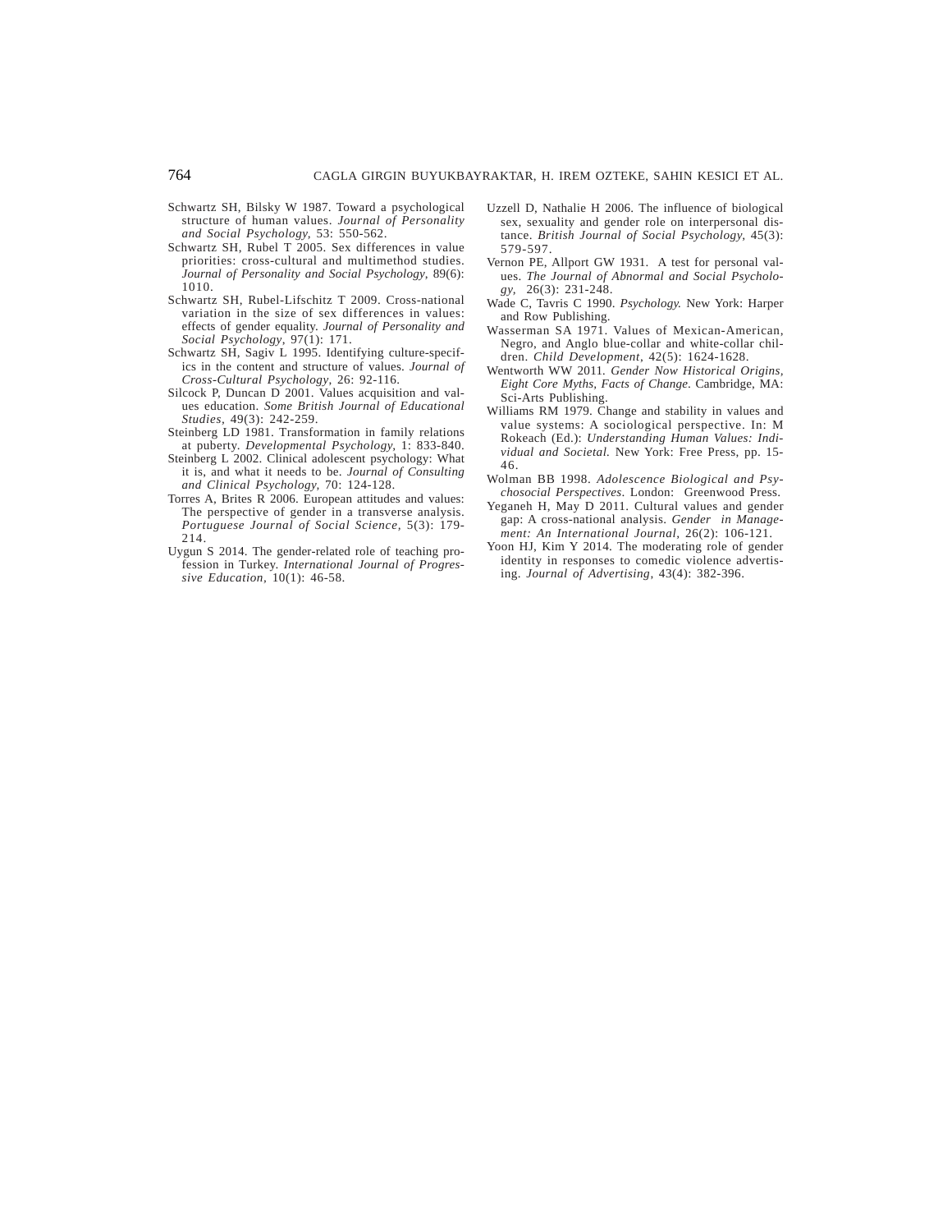Schwartz SH, Bilsky W 1987. Toward a psychological structure of human values. *Journal of Personality and Social Psychology*, 53: 550-562.

Schwartz SH, Rubel T 2005. Sex differences in value priorities: cross-cultural and multimethod studies. *Journal of Personality and Social Psychology*, 89(6): 1010.

Schwartz SH, Rubel-Lifschitz T 2009. Cross-national variation in the size of sex differences in values: effects of gender equality. *Journal of Personality and Social Psychology*, 97(1): 171.

Schwartz SH, Sagiv L 1995. Identifying culture-specifics in the content and structure of values. *Journal of Cross-Cultural Psychology*, 26: 92-116.

Silcock P, Duncan D 2001. Values acquisition and values education. *Some British Journal of Educational Studies*, 49(3): 242-259.

Steinberg LD 1981. Transformation in family relations at puberty. *Developmental Psychology*, 1: 833-840.

Steinberg L 2002. Clinical adolescent psychology: What it is, and what it needs to be. *Journal of Consulting and Clinical Psychology*, 70: 124-128.

Torres A, Brites R 2006. European attitudes and values: The perspective of gender in a transverse analysis. *Portuguese Journal of Social Science*, 5(3): 179-214.

Uygun S 2014. The gender-related role of teaching profession in Turkey. *International Journal of Progressive Education*, 10(1): 46-58.

Uzzell D, Nathalie H 2006. The influence of biological sex, sexuality and gender role on interpersonal distance. *British Journal of Social Psychology*, 45(3): 579-597.

Vernon PE, Allport GW 1931. A test for personal values. *The Journal of Abnormal and Social Psychology*, 26(3): 231-248.

Wade C, Tavris C 1990. *Psychology.* New York: Harper and Row Publishing.

Wasserman SA 1971. Values of Mexican-American, Negro, and Anglo blue-collar and white-collar children. *Child Development*, 42(5): 1624-1628.

Wentworth WW 2011. *Gender Now Historical Origins, Eight Core Myths, Facts of Change.* Cambridge, MA: Sci-Arts Publishing.

Williams RM 1979. Change and stability in values and value systems: A sociological perspective. In: M Rokeach (Ed.): *Understanding Human Values: Individual and Societal.* New York: Free Press, pp. 15-46.

Wolman BB 1998. *Adolescence Biological and Psychosocial Perspectives*. London: Greenwood Press.

Yeganeh H, May D 2011. Cultural values and gender gap: A cross-national analysis. *Gender in Management: An International Journal*, 26(2): 106-121.

Yoon HJ, Kim Y 2014. The moderating role of gender identity in responses to comedic violence advertising. *Journal of Advertising*, 43(4): 382-396.